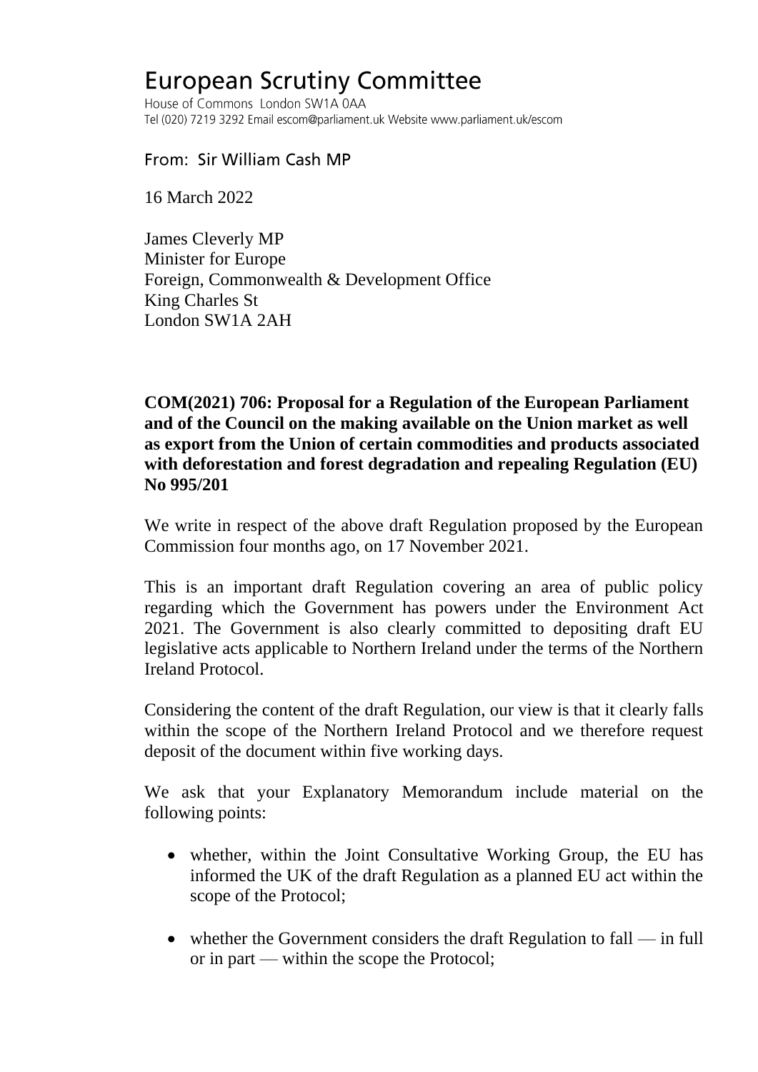# European Scrutiny Committee

House of Commons London SW1A 0AA
Tel (020) 7219 3292 Email escom@parliament.uk Website www.parliament.uk/escom

From: Sir William Cash MP

16 March 2022

James Cleverly MP
Minister for Europe
Foreign, Commonwealth & Development Office
King Charles St
London SW1A 2AH

**COM(2021) 706: Proposal for a Regulation of the European Parliament and of the Council on the making available on the Union market as well as export from the Union of certain commodities and products associated with deforestation and forest degradation and repealing Regulation (EU) No 995/201**

We write in respect of the above draft Regulation proposed by the European Commission four months ago, on 17 November 2021.

This is an important draft Regulation covering an area of public policy regarding which the Government has powers under the Environment Act 2021. The Government is also clearly committed to depositing draft EU legislative acts applicable to Northern Ireland under the terms of the Northern Ireland Protocol.

Considering the content of the draft Regulation, our view is that it clearly falls within the scope of the Northern Ireland Protocol and we therefore request deposit of the document within five working days.

We ask that your Explanatory Memorandum include material on the following points:

- whether, within the Joint Consultative Working Group, the EU has informed the UK of the draft Regulation as a planned EU act within the scope of the Protocol;
- whether the Government considers the draft Regulation to fall — in full or in part — within the scope the Protocol;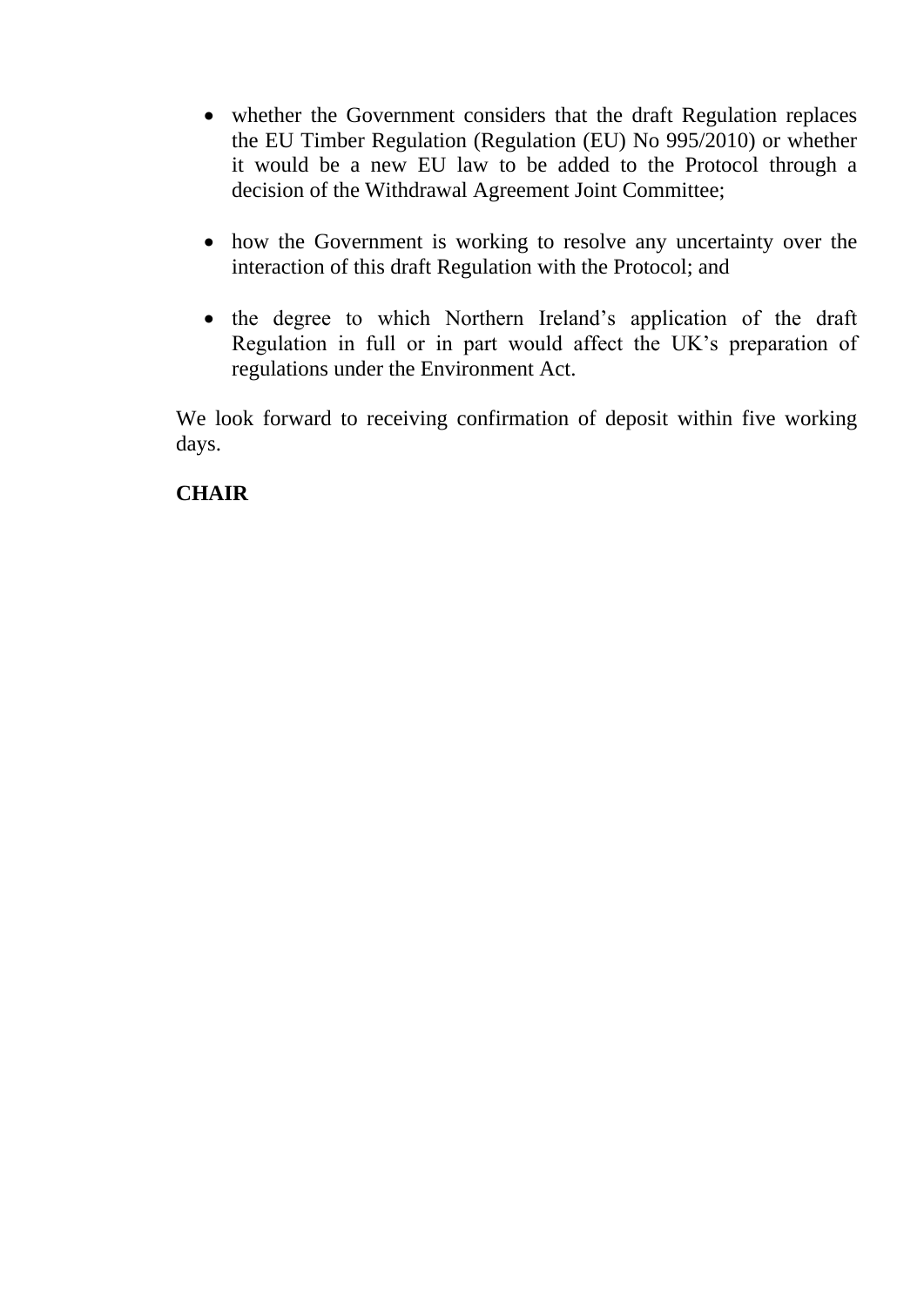- whether the Government considers that the draft Regulation replaces the EU Timber Regulation (Regulation (EU) No 995/2010) or whether it would be a new EU law to be added to the Protocol through a decision of the Withdrawal Agreement Joint Committee;
- how the Government is working to resolve any uncertainty over the interaction of this draft Regulation with the Protocol; and
- the degree to which Northern Ireland's application of the draft Regulation in full or in part would affect the UK's preparation of regulations under the Environment Act.

We look forward to receiving confirmation of deposit within five working days.

**CHAIR**